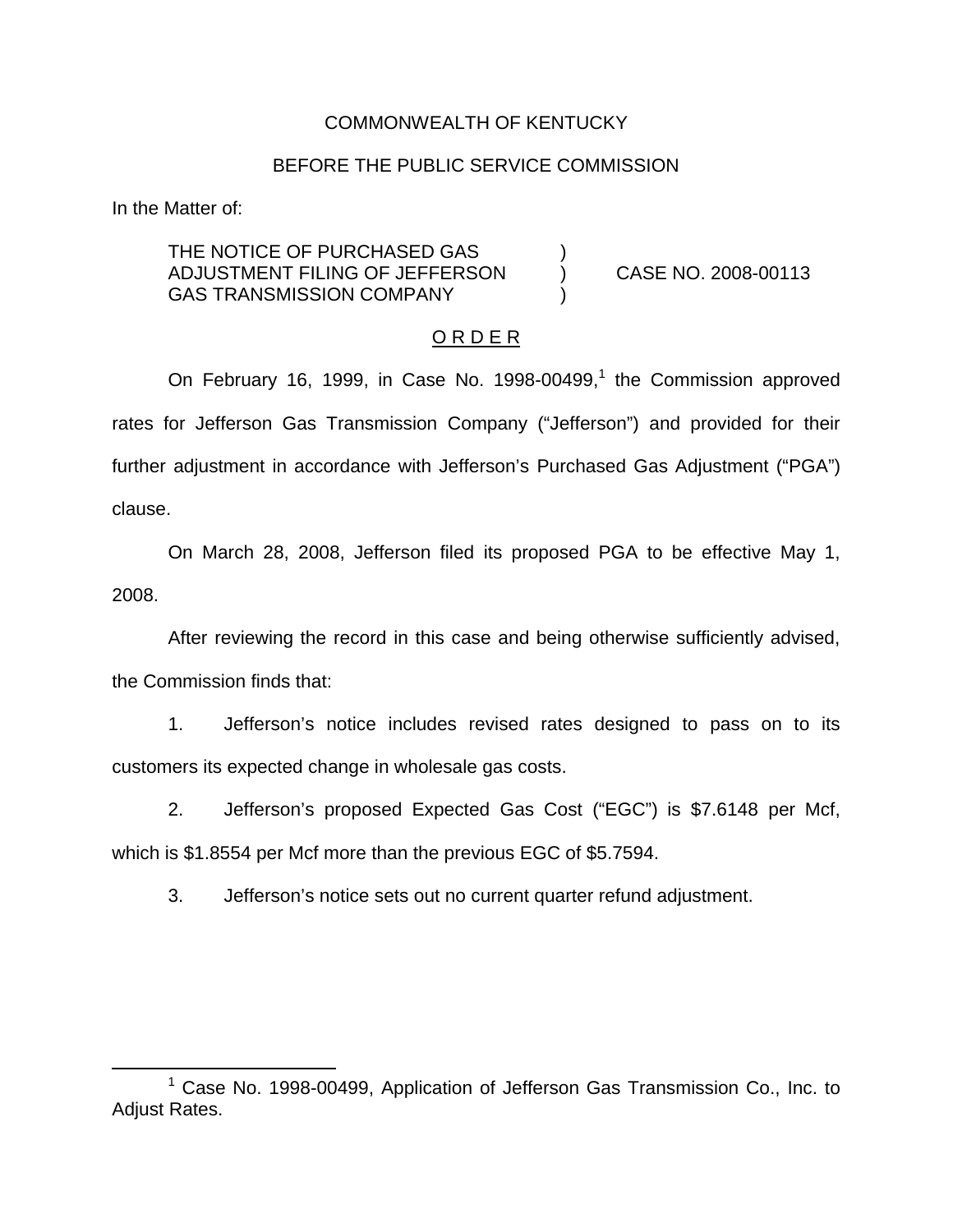COMMONWEALTH OF KENTUCKY

BEFORE THE PUBLIC SERVICE COMMISSION

In the Matter of:

THE NOTICE OF PURCHASED GAS ADJUSTMENT FILING OF JEFFERSON GAS TRANSMISSION COMPANY ) CASE NO. 2008-00113

O R D E R

On February 16, 1999, in Case No. 1998-00499,[1] the Commission approved rates for Jefferson Gas Transmission Company ("Jefferson") and provided for their further adjustment in accordance with Jefferson's Purchased Gas Adjustment ("PGA") clause.

On March 28, 2008, Jefferson filed its proposed PGA to be effective May 1, 2008.

After reviewing the record in this case and being otherwise sufficiently advised, the Commission finds that:

1. Jefferson's notice includes revised rates designed to pass on to its customers its expected change in wholesale gas costs.

2. Jefferson's proposed Expected Gas Cost ("EGC") is $7.6148 per Mcf, which is $1.8554 per Mcf more than the previous EGC of $5.7594.

3. Jefferson's notice sets out no current quarter refund adjustment.

[1] Case No. 1998-00499, Application of Jefferson Gas Transmission Co., Inc. to Adjust Rates.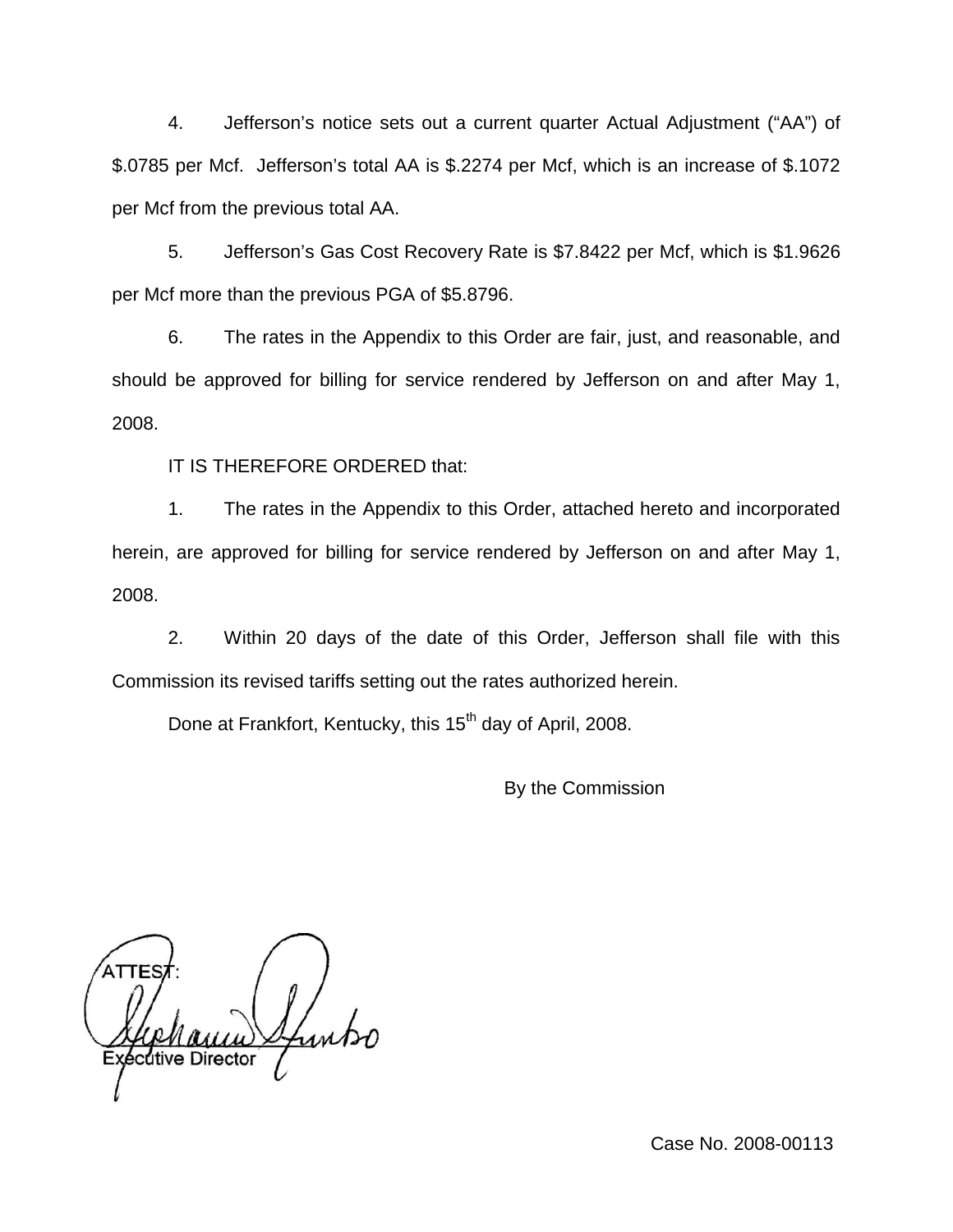4. Jefferson's notice sets out a current quarter Actual Adjustment ("AA") of $.0785 per Mcf. Jefferson's total AA is $.2274 per Mcf, which is an increase of $.1072 per Mcf from the previous total AA.

5. Jefferson's Gas Cost Recovery Rate is $7.8422 per Mcf, which is $1.9626 per Mcf more than the previous PGA of $5.8796.

6. The rates in the Appendix to this Order are fair, just, and reasonable, and should be approved for billing for service rendered by Jefferson on and after May 1, 2008.

IT IS THEREFORE ORDERED that:

1. The rates in the Appendix to this Order, attached hereto and incorporated herein, are approved for billing for service rendered by Jefferson on and after May 1, 2008.

2. Within 20 days of the date of this Order, Jefferson shall file with this Commission its revised tariffs setting out the rates authorized herein.

Done at Frankfort, Kentucky, this 15th day of April, 2008.

By the Commission

ATTEST:

Executive Director

Case No. 2008-00113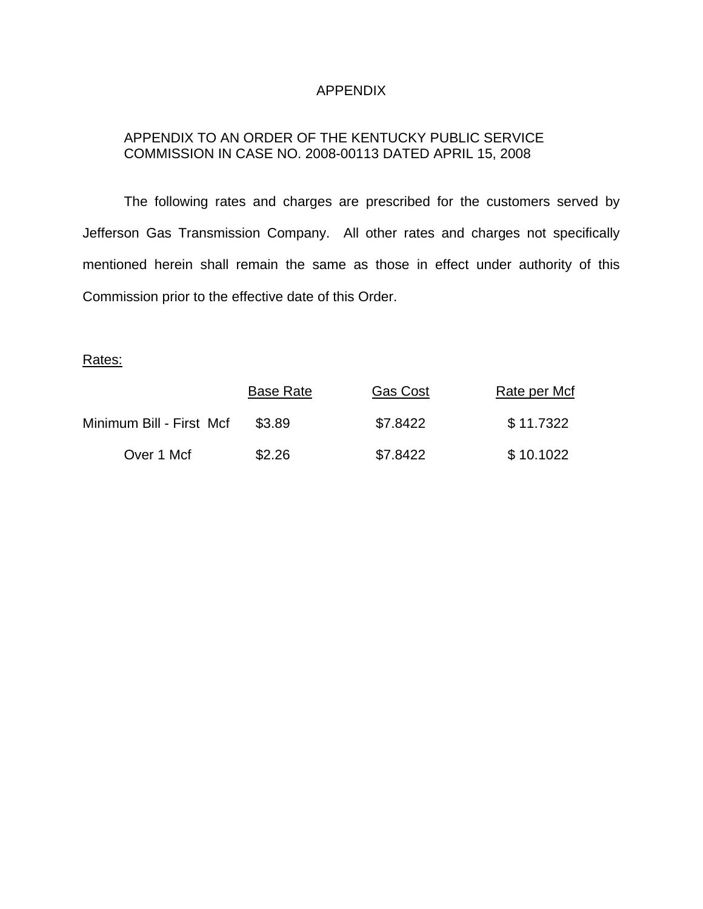# APPENDIX

APPENDIX TO AN ORDER OF THE KENTUCKY PUBLIC SERVICE COMMISSION IN CASE NO. 2008-00113 DATED APRIL 15, 2008

The following rates and charges are prescribed for the customers served by Jefferson Gas Transmission Company. All other rates and charges not specifically mentioned herein shall remain the same as those in effect under authority of this Commission prior to the effective date of this Order.

Rates:

| | Base Rate | Gas Cost | Rate per Mcf |
|---|---|---|---|
| Minimum Bill - First Mcf | $3.89 | $7.8422 | $ 11.7322 |
| Over 1 Mcf | $2.26 | $7.8422 | $ 10.1022 |